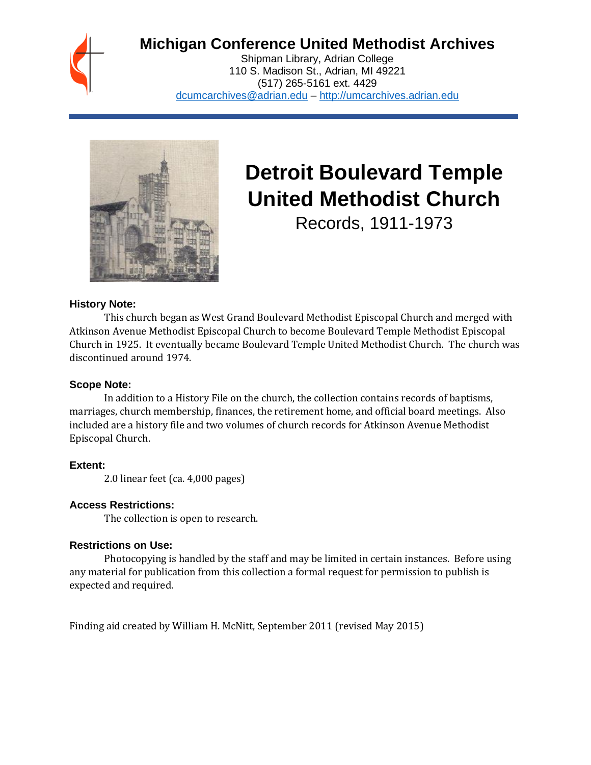# Michigan Conference United Methodist Archives

Shipman Library, Adrian College
110 S. Madison St., Adrian, MI 49221
(517) 265-5161 ext. 4429
dcumcarchives@adrian.edu – http://umcarchives.adrian.edu

# Detroit Boulevard Temple United Methodist Church

Records, 1911-1973

### History Note:

This church began as West Grand Boulevard Methodist Episcopal Church and merged with Atkinson Avenue Methodist Episcopal Church to become Boulevard Temple Methodist Episcopal Church in 1925. It eventually became Boulevard Temple United Methodist Church. The church was discontinued around 1974.

### Scope Note:

In addition to a History File on the church, the collection contains records of baptisms, marriages, church membership, finances, the retirement home, and official board meetings. Also included are a history file and two volumes of church records for Atkinson Avenue Methodist Episcopal Church.

### Extent:

2.0 linear feet (ca. 4,000 pages)

### Access Restrictions:

The collection is open to research.

### Restrictions on Use:

Photocopying is handled by the staff and may be limited in certain instances. Before using any material for publication from this collection a formal request for permission to publish is expected and required.

Finding aid created by William H. McNitt, September 2011 (revised May 2015)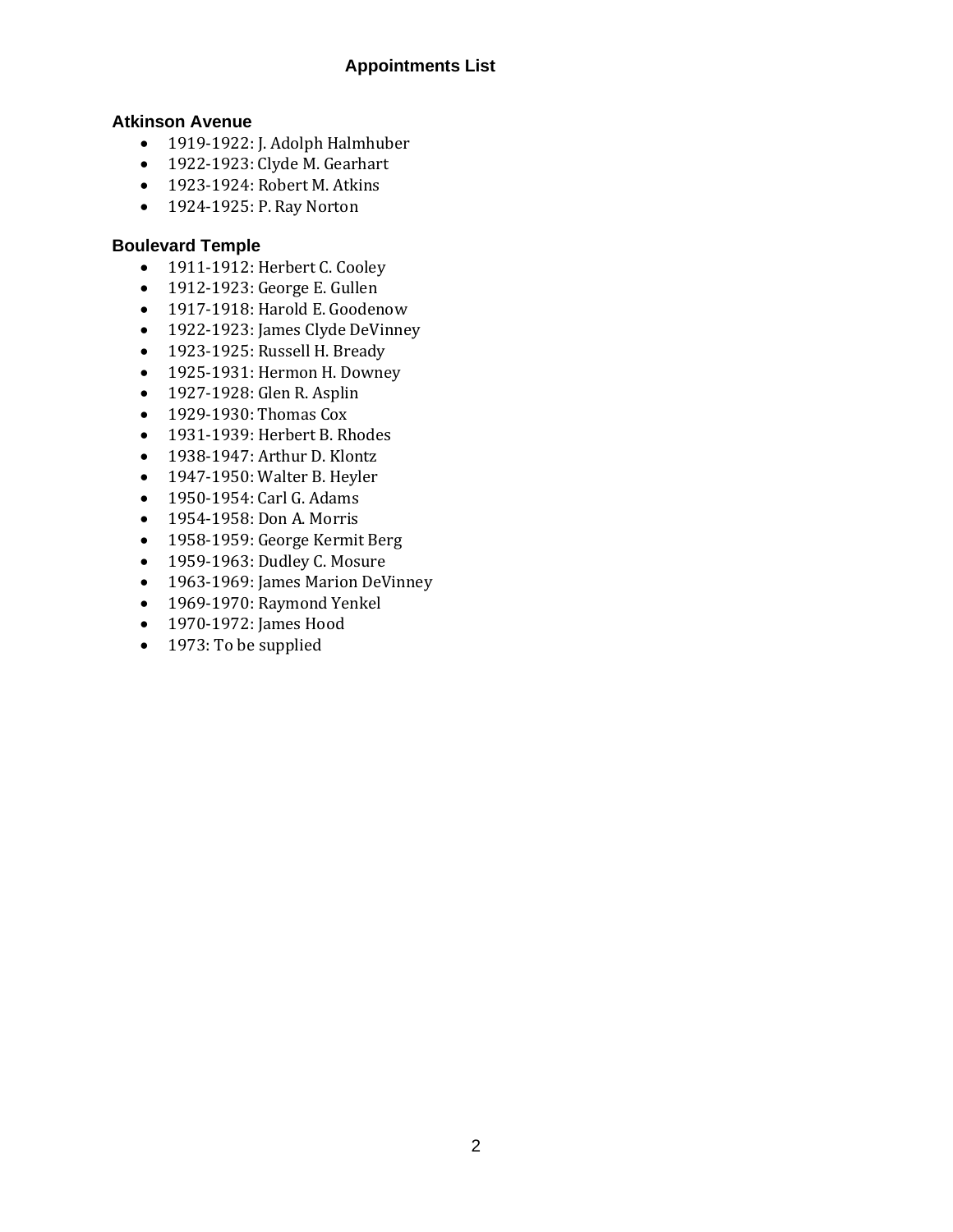# Appointments List

## Atkinson Avenue

- 1919-1922: J. Adolph Halmhuber
- 1922-1923: Clyde M. Gearhart
- 1923-1924: Robert M. Atkins
- 1924-1925: P. Ray Norton

## Boulevard Temple

- 1911-1912: Herbert C. Cooley
- 1912-1923: George E. Gullen
- 1917-1918: Harold E. Goodenow
- 1922-1923: James Clyde DeVinney
- 1923-1925: Russell H. Bready
- 1925-1931: Hermon H. Downey
- 1927-1928: Glen R. Asplin
- 1929-1930: Thomas Cox
- 1931-1939: Herbert B. Rhodes
- 1938-1947: Arthur D. Klontz
- 1947-1950: Walter B. Heyler
- 1950-1954: Carl G. Adams
- 1954-1958: Don A. Morris
- 1958-1959: George Kermit Berg
- 1959-1963: Dudley C. Mosure
- 1963-1969: James Marion DeVinney
- 1969-1970: Raymond Yenkel
- 1970-1972: James Hood
- 1973: To be supplied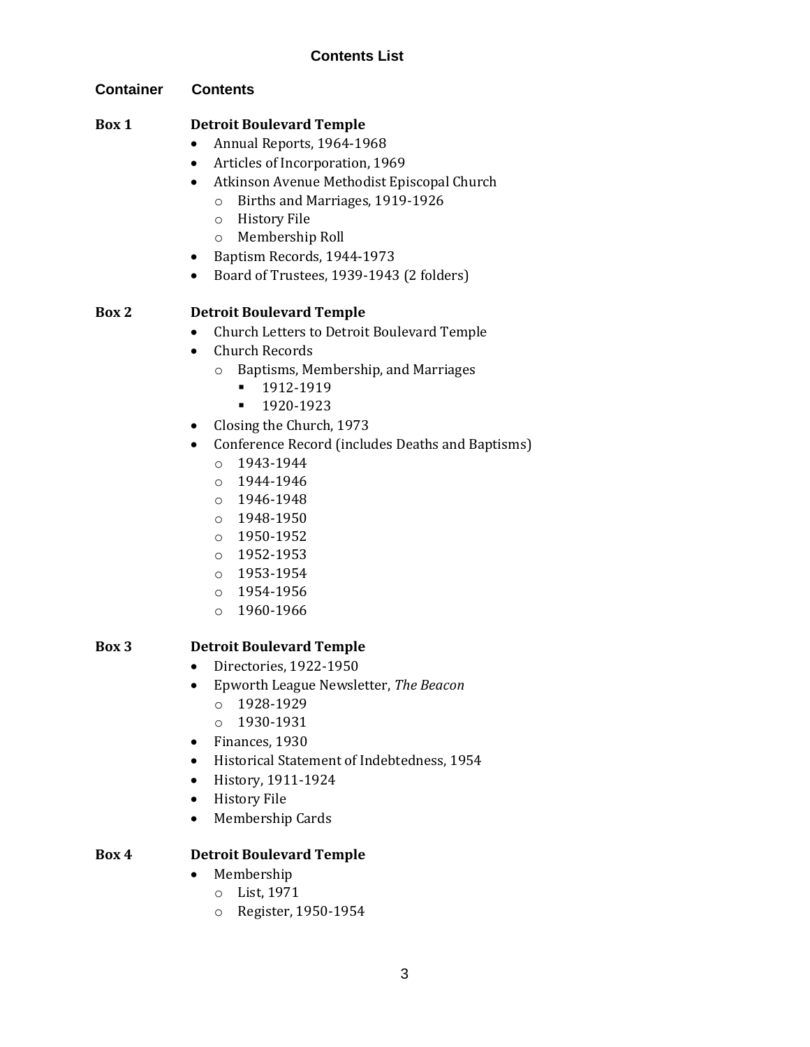## Contents List

**Container** | **Contents**

**Box 1** | **Detroit Boulevard Temple**

- Annual Reports, 1964-1968
- Articles of Incorporation, 1969
- Atkinson Avenue Methodist Episcopal Church
  - Births and Marriages, 1919-1926
  - History File
  - Membership Roll
- Baptism Records, 1944-1973
- Board of Trustees, 1939-1943 (2 folders)

**Box 2** | **Detroit Boulevard Temple**

- Church Letters to Detroit Boulevard Temple
- Church Records
  - Baptisms, Membership, and Marriages
    - 1912-1919
    - 1920-1923
- Closing the Church, 1973
- Conference Record (includes Deaths and Baptisms)
  - 1943-1944
  - 1944-1946
  - 1946-1948
  - 1948-1950
  - 1950-1952
  - 1952-1953
  - 1953-1954
  - 1954-1956
  - 1960-1966

**Box 3** | **Detroit Boulevard Temple**

- Directories, 1922-1950
- Epworth League Newsletter, *The Beacon*
  - 1928-1929
  - 1930-1931
- Finances, 1930
- Historical Statement of Indebtedness, 1954
- History, 1911-1924
- History File
- Membership Cards

**Box 4** | **Detroit Boulevard Temple**

- Membership
  - List, 1971
  - Register, 1950-1954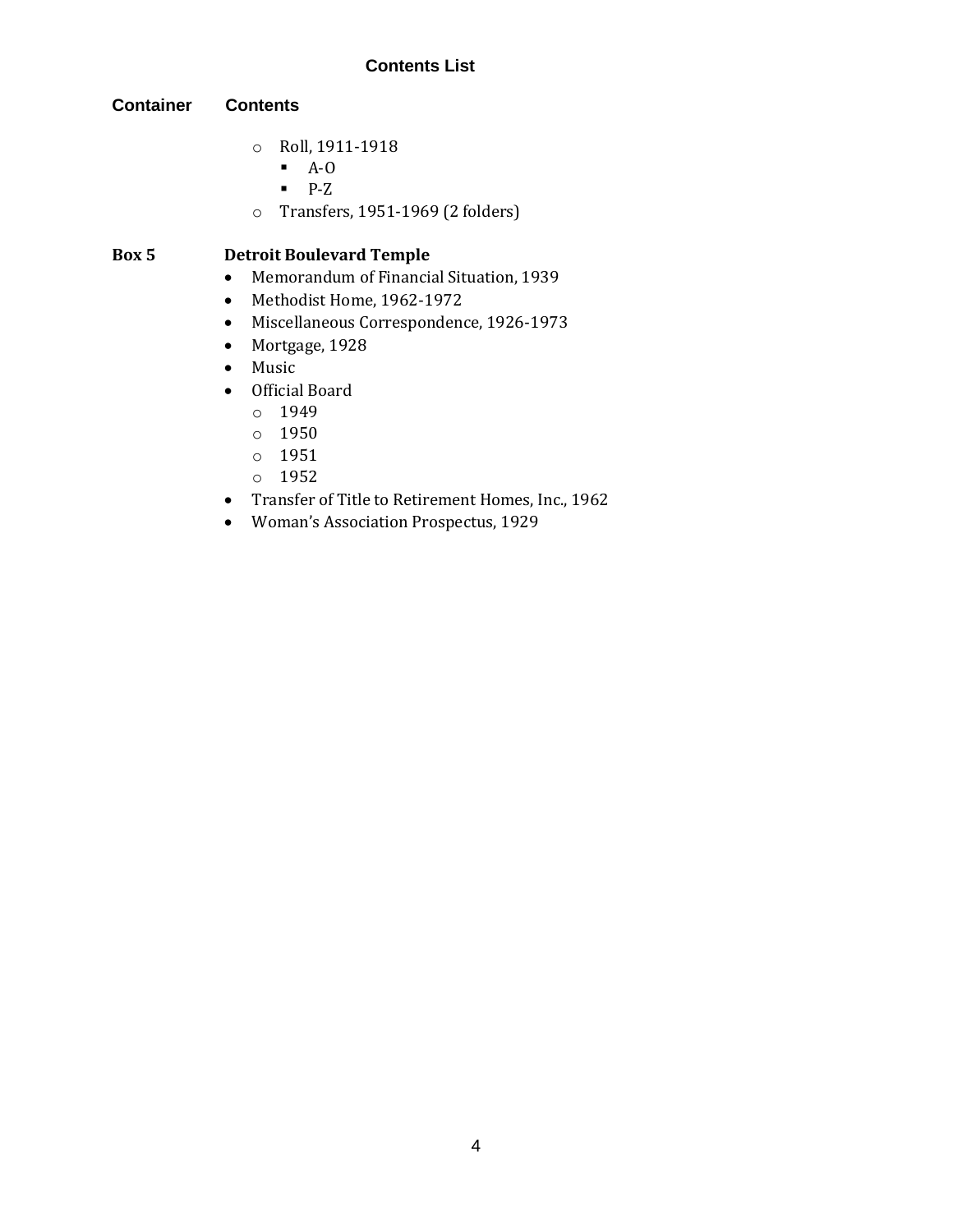**Contents List**

| Container | Contents |
|---|---|
| | ○ Roll, 1911-1918<br>&nbsp;&nbsp;&nbsp;&nbsp;▪ A-O<br>&nbsp;&nbsp;&nbsp;&nbsp;▪ P-Z<br>○ Transfers, 1951-1969 (2 folders) |
| **Box 5** | **Detroit Boulevard Temple**<br>• Memorandum of Financial Situation, 1939<br>• Methodist Home, 1962-1972<br>• Miscellaneous Correspondence, 1926-1973<br>• Mortgage, 1928<br>• Music<br>• Official Board<br>&nbsp;&nbsp;&nbsp;&nbsp;○ 1949<br>&nbsp;&nbsp;&nbsp;&nbsp;○ 1950<br>&nbsp;&nbsp;&nbsp;&nbsp;○ 1951<br>&nbsp;&nbsp;&nbsp;&nbsp;○ 1952<br>• Transfer of Title to Retirement Homes, Inc., 1962<br>• Woman's Association Prospectus, 1929 |